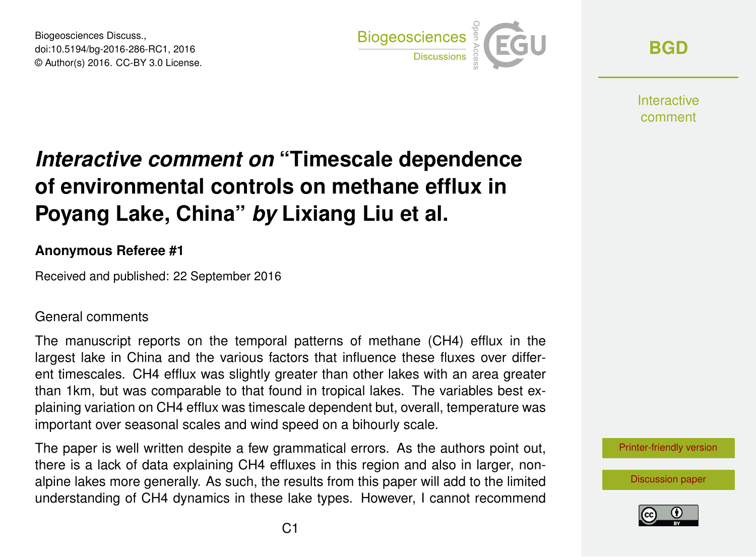# *Interactive comment on* "Timescale dependence of environmental controls on methane efflux in Poyang Lake, China" *by* Lixiang Liu et al.

**Anonymous Referee #1**

Received and published: 22 September 2016

General comments

The manuscript reports on the temporal patterns of methane ($CH_4$) efflux in the largest lake in China and the various factors that influence these fluxes over different timescales. $CH_4$ efflux was slightly greater than other lakes with an area greater than 1km, but was comparable to that found in tropical lakes. The variables best explaining variation on $CH_4$ efflux was timescale dependent but, overall, temperature was important over seasonal scales and wind speed on a bihourly scale.

The paper is well written despite a few grammatical errors. As the authors point out, there is a lack of data explaining $CH_4$ effluxes in this region and also in larger, non-alpine lakes more generally. As such, the results from this paper will add to the limited understanding of $CH_4$ dynamics in these lake types. However, I cannot recommend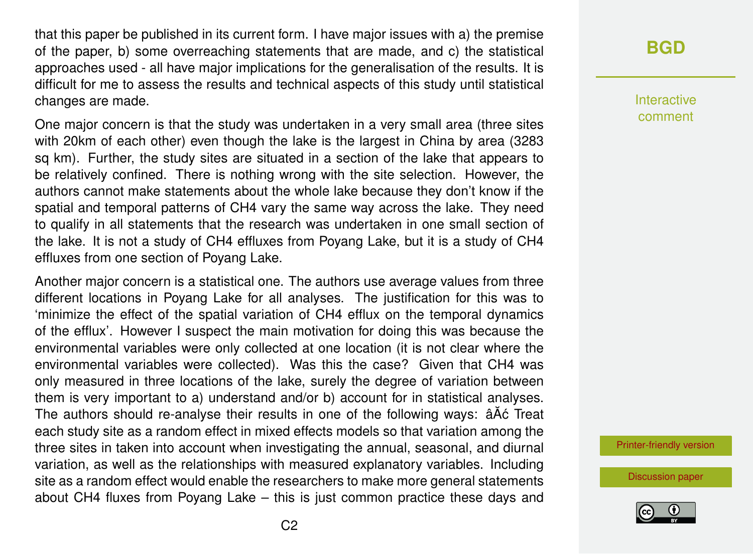that this paper be published in its current form. I have major issues with a) the premise of the paper, b) some overreaching statements that are made, and c) the statistical approaches used - all have major implications for the generalisation of the results. It is difficult for me to assess the results and technical aspects of this study until statistical changes are made.

One major concern is that the study was undertaken in a very small area (three sites with 20km of each other) even though the lake is the largest in China by area (3283 sq km). Further, the study sites are situated in a section of the lake that appears to be relatively confined. There is nothing wrong with the site selection. However, the authors cannot make statements about the whole lake because they don't know if the spatial and temporal patterns of $CH_4$ vary the same way across the lake. They need to qualify in all statements that the research was undertaken in one small section of the lake. It is not a study of $CH_4$ effluxes from Poyang Lake, but it is a study of $CH_4$ effluxes from one section of Poyang Lake.

Another major concern is a statistical one. The authors use average values from three different locations in Poyang Lake for all analyses. The justification for this was to 'minimize the effect of the spatial variation of $CH_4$ efflux on the temporal dynamics of the efflux'. However I suspect the main motivation for doing this was because the environmental variables were only collected at one location (it is not clear where the environmental variables were collected). Was this the case? Given that $CH_4$ was only measured in three locations of the lake, surely the degree of variation between them is very important to a) understand and/or b) account for in statistical analyses. The authors should re-analyse their results in one of the following ways: âĂć Treat each study site as a random effect in mixed effects models so that variation among the three sites in taken into account when investigating the annual, seasonal, and diurnal variation, as well as the relationships with measured explanatory variables. Including site as a random effect would enable the researchers to make more general statements about $CH_4$ fluxes from Poyang Lake – this is just common practice these days and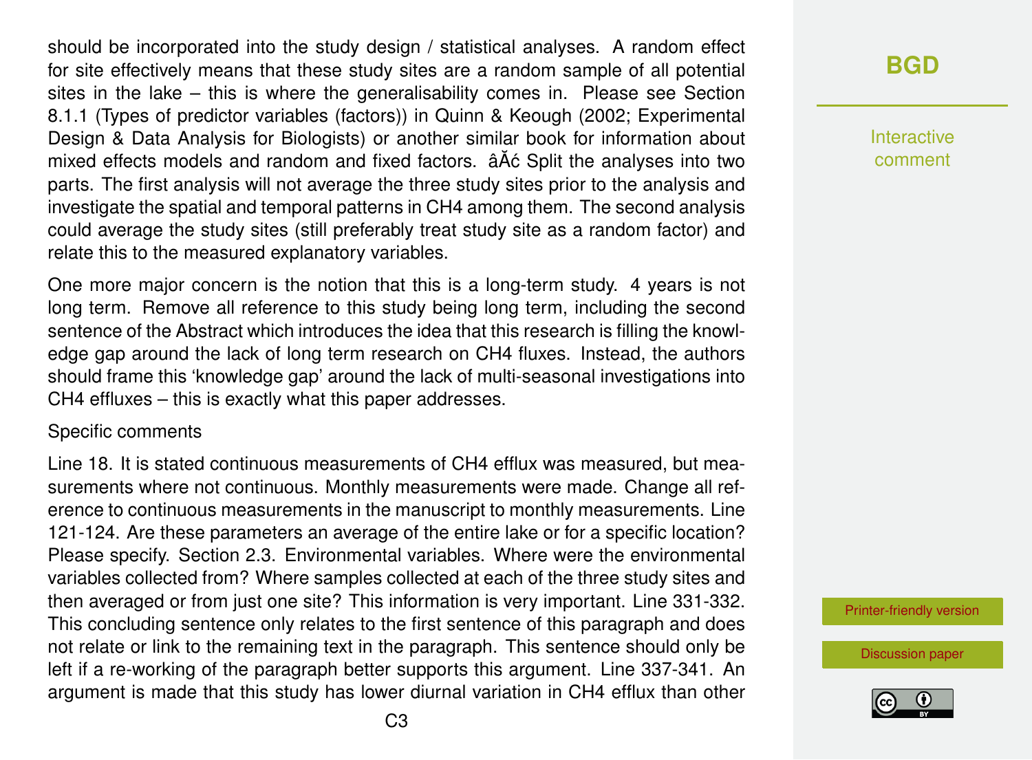should be incorporated into the study design / statistical analyses. A random effect for site effectively means that these study sites are a random sample of all potential sites in the lake – this is where the generalisability comes in. Please see Section 8.1.1 (Types of predictor variables (factors)) in Quinn & Keough (2002; Experimental Design & Data Analysis for Biologists) or another similar book for information about mixed effects models and random and fixed factors. âĂć Split the analyses into two parts. The first analysis will not average the three study sites prior to the analysis and investigate the spatial and temporal patterns in CH4 among them. The second analysis could average the study sites (still preferably treat study site as a random factor) and relate this to the measured explanatory variables.

One more major concern is the notion that this is a long-term study. 4 years is not long term. Remove all reference to this study being long term, including the second sentence of the Abstract which introduces the idea that this research is filling the knowledge gap around the lack of long term research on CH4 fluxes. Instead, the authors should frame this 'knowledge gap' around the lack of multi-seasonal investigations into CH4 effluxes – this is exactly what this paper addresses.

Specific comments

Line 18. It is stated continuous measurements of CH4 efflux was measured, but measurements where not continuous. Monthly measurements were made. Change all reference to continuous measurements in the manuscript to monthly measurements. Line 121-124. Are these parameters an average of the entire lake or for a specific location? Please specify. Section 2.3. Environmental variables. Where were the environmental variables collected from? Where samples collected at each of the three study sites and then averaged or from just one site? This information is very important. Line 331-332. This concluding sentence only relates to the first sentence of this paragraph and does not relate or link to the remaining text in the paragraph. This sentence should only be left if a re-working of the paragraph better supports this argument. Line 337-341. An argument is made that this study has lower diurnal variation in CH4 efflux than other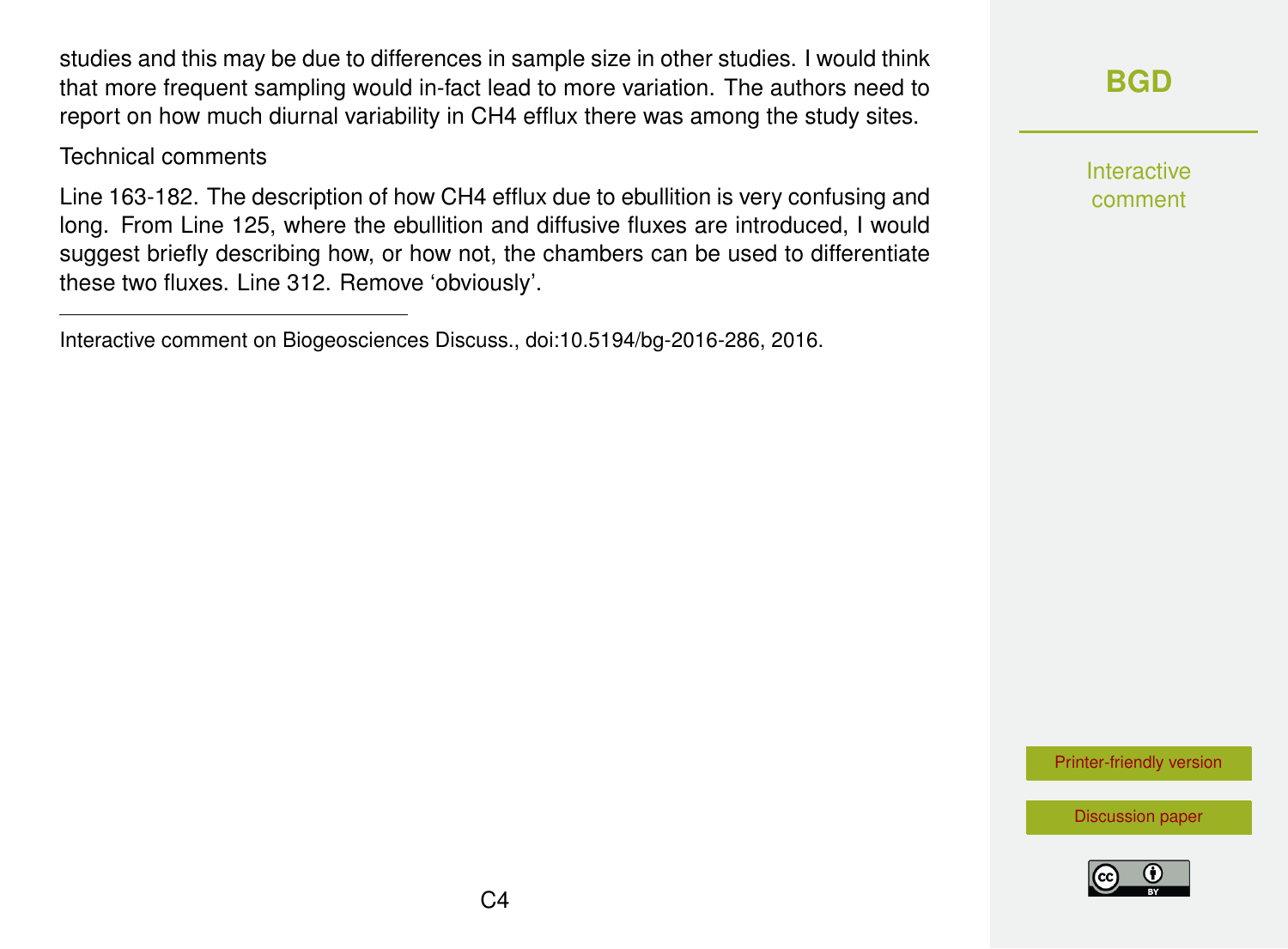studies and this may be due to differences in sample size in other studies. I would think that more frequent sampling would in-fact lead to more variation. The authors need to report on how much diurnal variability in $CH_4$ efflux there was among the study sites.

Technical comments

Line 163-182. The description of how $CH_4$ efflux due to ebullition is very confusing and long. From Line 125, where the ebullition and diffusive fluxes are introduced, I would suggest briefly describing how, or how not, the chambers can be used to differentiate these two fluxes. Line 312. Remove 'obviously'.

---

Interactive comment on Biogeosciences Discuss., doi:10.5194/bg-2016-286, 2016.